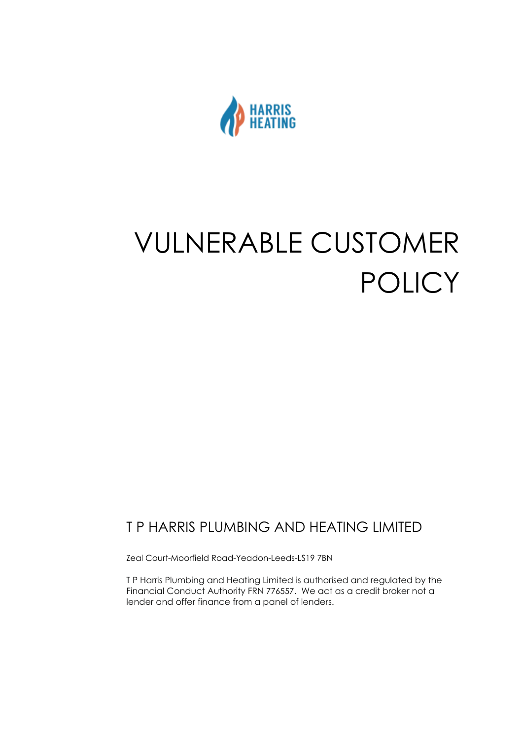HARRIS HEATING

# VULNERABLE CUSTOMER POLICY

## T P HARRIS PLUMBING AND HEATING LIMITED

Zeal Court-Moorfield Road-Yeadon-Leeds-LS19 7BN

T P Harris Plumbing and Heating Limited is authorised and regulated by the Financial Conduct Authority FRN 776557. We act as a credit broker not a lender and offer finance from a panel of lenders.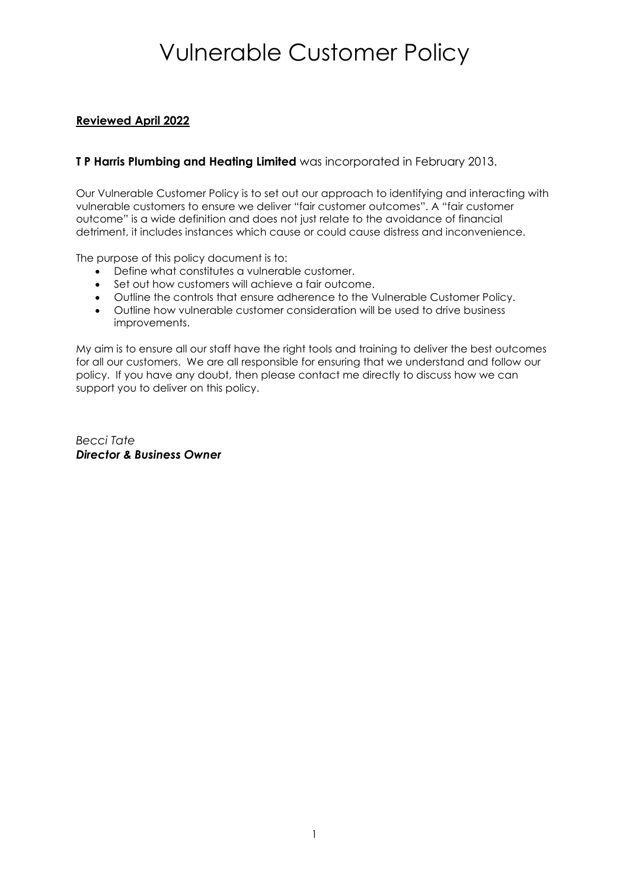# Vulnerable Customer Policy

**Reviewed April 2022**

**T P Harris Plumbing and Heating Limited** was incorporated in February 2013.

Our Vulnerable Customer Policy is to set out our approach to identifying and interacting with vulnerable customers to ensure we deliver "fair customer outcomes". A "fair customer outcome" is a wide definition and does not just relate to the avoidance of financial detriment, it includes instances which cause or could cause distress and inconvenience.

The purpose of this policy document is to:

- Define what constitutes a vulnerable customer.
- Set out how customers will achieve a fair outcome.
- Outline the controls that ensure adherence to the Vulnerable Customer Policy.
- Outline how vulnerable customer consideration will be used to drive business improvements.

My aim is to ensure all our staff have the right tools and training to deliver the best outcomes for all our customers. We are all responsible for ensuring that we understand and follow our policy. If you have any doubt, then please contact me directly to discuss how we can support you to deliver on this policy.

*Becci Tate*
***Director & Business Owner***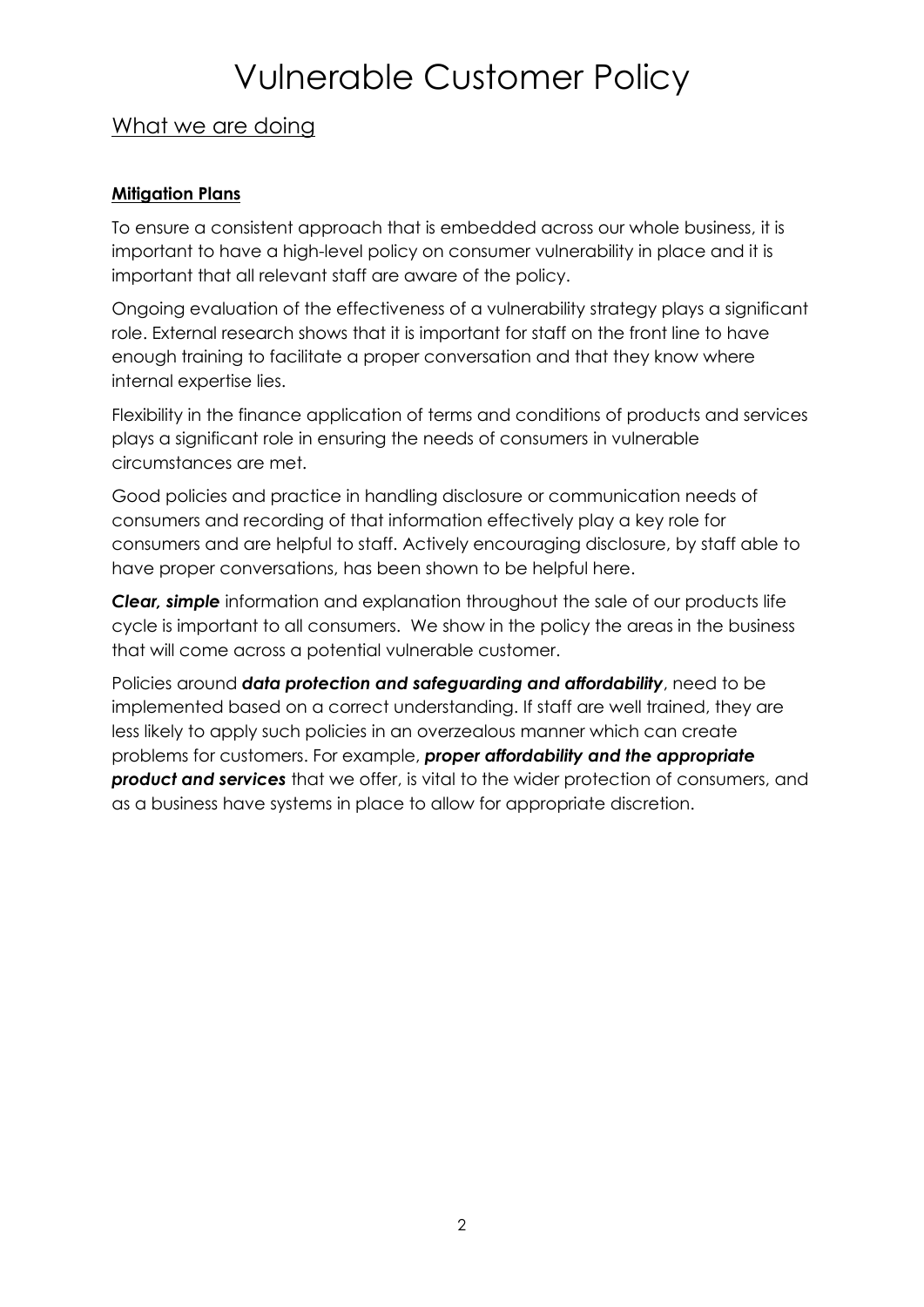# Vulnerable Customer Policy

## What we are doing

**Mitigation Plans**

To ensure a consistent approach that is embedded across our whole business, it is important to have a high-level policy on consumer vulnerability in place and it is important that all relevant staff are aware of the policy.

Ongoing evaluation of the effectiveness of a vulnerability strategy plays a significant role. External research shows that it is important for staff on the front line to have enough training to facilitate a proper conversation and that they know where internal expertise lies.

Flexibility in the finance application of terms and conditions of products and services plays a significant role in ensuring the needs of consumers in vulnerable circumstances are met.

Good policies and practice in handling disclosure or communication needs of consumers and recording of that information effectively play a key role for consumers and are helpful to staff. Actively encouraging disclosure, by staff able to have proper conversations, has been shown to be helpful here.

***Clear, simple*** information and explanation throughout the sale of our products life cycle is important to all consumers. We show in the policy the areas in the business that will come across a potential vulnerable customer.

Policies around ***data protection and safeguarding and affordability***, need to be implemented based on a correct understanding. If staff are well trained, they are less likely to apply such policies in an overzealous manner which can create problems for customers. For example, ***proper affordability and the appropriate product and services*** that we offer, is vital to the wider protection of consumers, and as a business have systems in place to allow for appropriate discretion.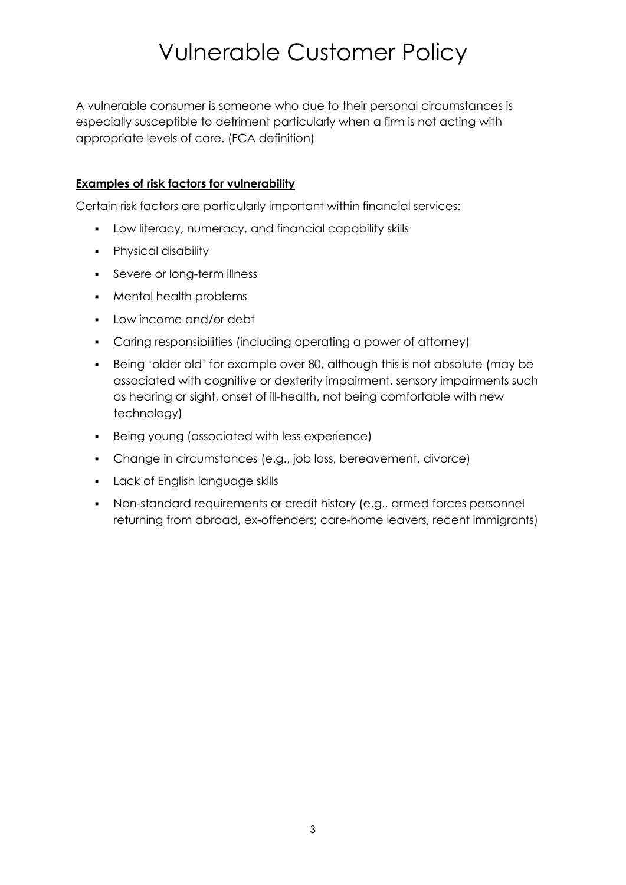# Vulnerable Customer Policy

A vulnerable consumer is someone who due to their personal circumstances is especially susceptible to detriment particularly when a firm is not acting with appropriate levels of care. (FCA definition)

**Examples of risk factors for vulnerability**

Certain risk factors are particularly important within financial services:

- Low literacy, numeracy, and financial capability skills
- Physical disability
- Severe or long-term illness
- Mental health problems
- Low income and/or debt
- Caring responsibilities (including operating a power of attorney)
- Being 'older old' for example over 80, although this is not absolute (may be associated with cognitive or dexterity impairment, sensory impairments such as hearing or sight, onset of ill-health, not being comfortable with new technology)
- Being young (associated with less experience)
- Change in circumstances (e.g., job loss, bereavement, divorce)
- Lack of English language skills
- Non-standard requirements or credit history (e.g., armed forces personnel returning from abroad, ex-offenders; care-home leavers, recent immigrants)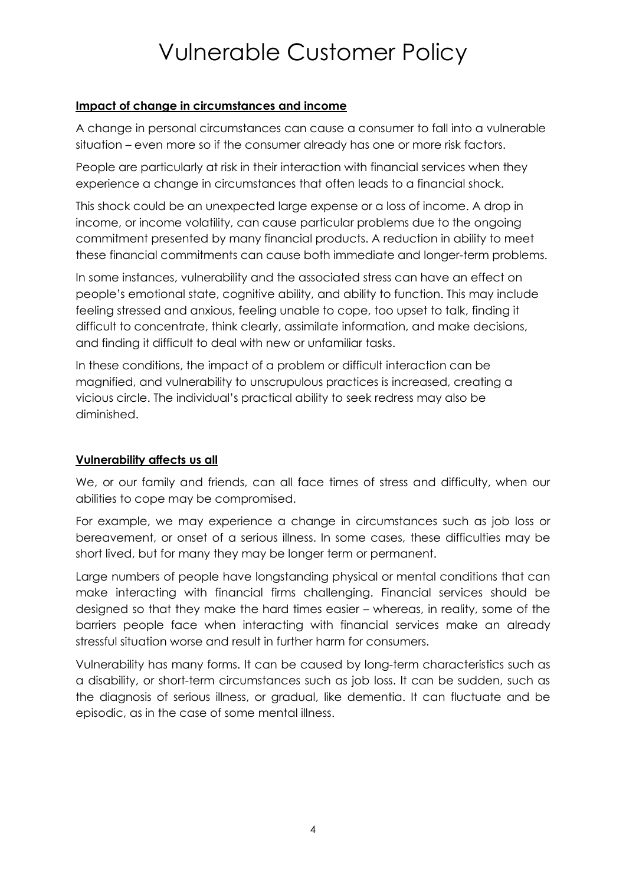## Impact of change in circumstances and income

A change in personal circumstances can cause a consumer to fall into a vulnerable situation – even more so if the consumer already has one or more risk factors.

People are particularly at risk in their interaction with financial services when they experience a change in circumstances that often leads to a financial shock.

This shock could be an unexpected large expense or a loss of income. A drop in income, or income volatility, can cause particular problems due to the ongoing commitment presented by many financial products. A reduction in ability to meet these financial commitments can cause both immediate and longer-term problems.

In some instances, vulnerability and the associated stress can have an effect on people's emotional state, cognitive ability, and ability to function. This may include feeling stressed and anxious, feeling unable to cope, too upset to talk, finding it difficult to concentrate, think clearly, assimilate information, and make decisions, and finding it difficult to deal with new or unfamiliar tasks.

In these conditions, the impact of a problem or difficult interaction can be magnified, and vulnerability to unscrupulous practices is increased, creating a vicious circle. The individual's practical ability to seek redress may also be diminished.

## Vulnerability affects us all

We, or our family and friends, can all face times of stress and difficulty, when our abilities to cope may be compromised.

For example, we may experience a change in circumstances such as job loss or bereavement, or onset of a serious illness. In some cases, these difficulties may be short lived, but for many they may be longer term or permanent.

Large numbers of people have longstanding physical or mental conditions that can make interacting with financial firms challenging. Financial services should be designed so that they make the hard times easier – whereas, in reality, some of the barriers people face when interacting with financial services make an already stressful situation worse and result in further harm for consumers.

Vulnerability has many forms. It can be caused by long-term characteristics such as a disability, or short-term circumstances such as job loss. It can be sudden, such as the diagnosis of serious illness, or gradual, like dementia. It can fluctuate and be episodic, as in the case of some mental illness.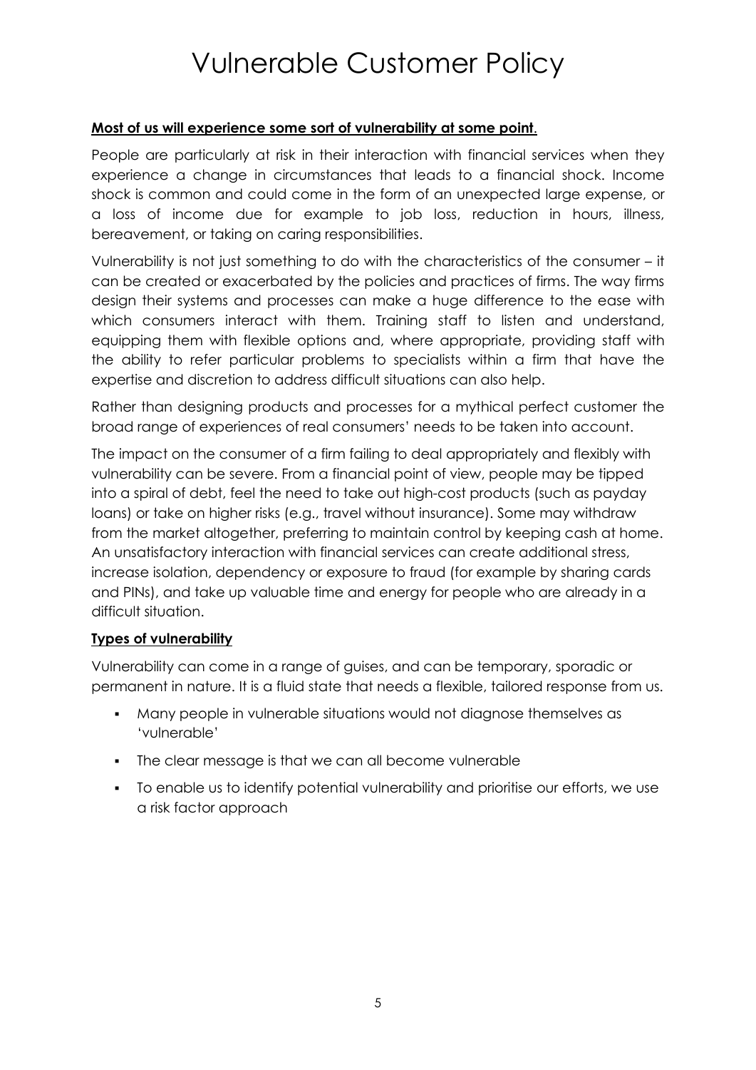# Vulnerable Customer Policy

**Most of us will experience some sort of vulnerability at some point**.

People are particularly at risk in their interaction with financial services when they experience a change in circumstances that leads to a financial shock. Income shock is common and could come in the form of an unexpected large expense, or a loss of income due for example to job loss, reduction in hours, illness, bereavement, or taking on caring responsibilities.

Vulnerability is not just something to do with the characteristics of the consumer – it can be created or exacerbated by the policies and practices of firms. The way firms design their systems and processes can make a huge difference to the ease with which consumers interact with them. Training staff to listen and understand, equipping them with flexible options and, where appropriate, providing staff with the ability to refer particular problems to specialists within a firm that have the expertise and discretion to address difficult situations can also help.

Rather than designing products and processes for a mythical perfect customer the broad range of experiences of real consumers' needs to be taken into account.

The impact on the consumer of a firm failing to deal appropriately and flexibly with vulnerability can be severe. From a financial point of view, people may be tipped into a spiral of debt, feel the need to take out high-cost products (such as payday loans) or take on higher risks (e.g., travel without insurance). Some may withdraw from the market altogether, preferring to maintain control by keeping cash at home. An unsatisfactory interaction with financial services can create additional stress, increase isolation, dependency or exposure to fraud (for example by sharing cards and PINs), and take up valuable time and energy for people who are already in a difficult situation.

**Types of vulnerability**

Vulnerability can come in a range of guises, and can be temporary, sporadic or permanent in nature. It is a fluid state that needs a flexible, tailored response from us.

- Many people in vulnerable situations would not diagnose themselves as 'vulnerable'
- The clear message is that we can all become vulnerable
- To enable us to identify potential vulnerability and prioritise our efforts, we use a risk factor approach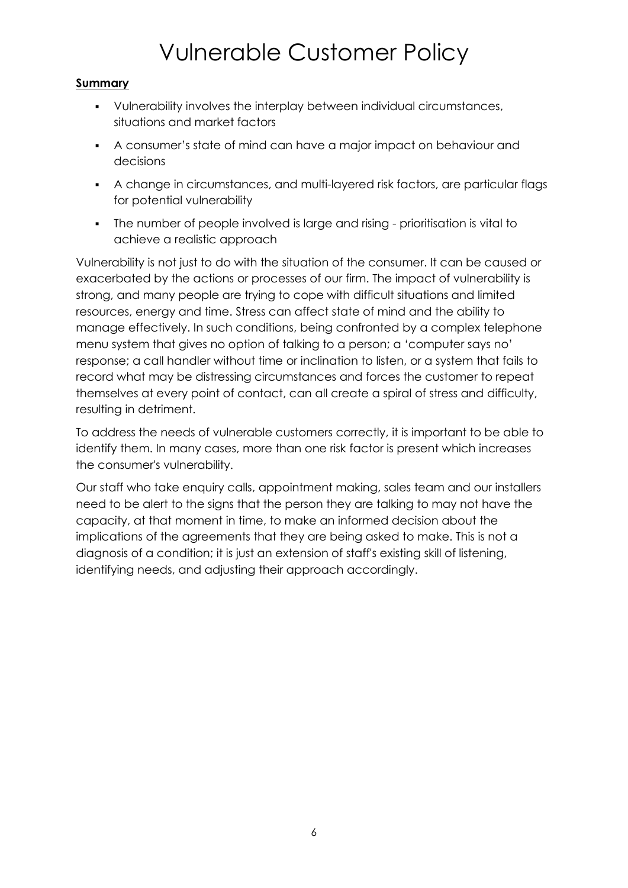# Vulnerable Customer Policy

**Summary**

- Vulnerability involves the interplay between individual circumstances, situations and market factors
- A consumer's state of mind can have a major impact on behaviour and decisions
- A change in circumstances, and multi-layered risk factors, are particular flags for potential vulnerability
- The number of people involved is large and rising - prioritisation is vital to achieve a realistic approach

Vulnerability is not just to do with the situation of the consumer. It can be caused or exacerbated by the actions or processes of our firm. The impact of vulnerability is strong, and many people are trying to cope with difficult situations and limited resources, energy and time. Stress can affect state of mind and the ability to manage effectively. In such conditions, being confronted by a complex telephone menu system that gives no option of talking to a person; a 'computer says no' response; a call handler without time or inclination to listen, or a system that fails to record what may be distressing circumstances and forces the customer to repeat themselves at every point of contact, can all create a spiral of stress and difficulty, resulting in detriment.

To address the needs of vulnerable customers correctly, it is important to be able to identify them. In many cases, more than one risk factor is present which increases the consumer's vulnerability.

Our staff who take enquiry calls, appointment making, sales team and our installers need to be alert to the signs that the person they are talking to may not have the capacity, at that moment in time, to make an informed decision about the implications of the agreements that they are being asked to make. This is not a diagnosis of a condition; it is just an extension of staff's existing skill of listening, identifying needs, and adjusting their approach accordingly.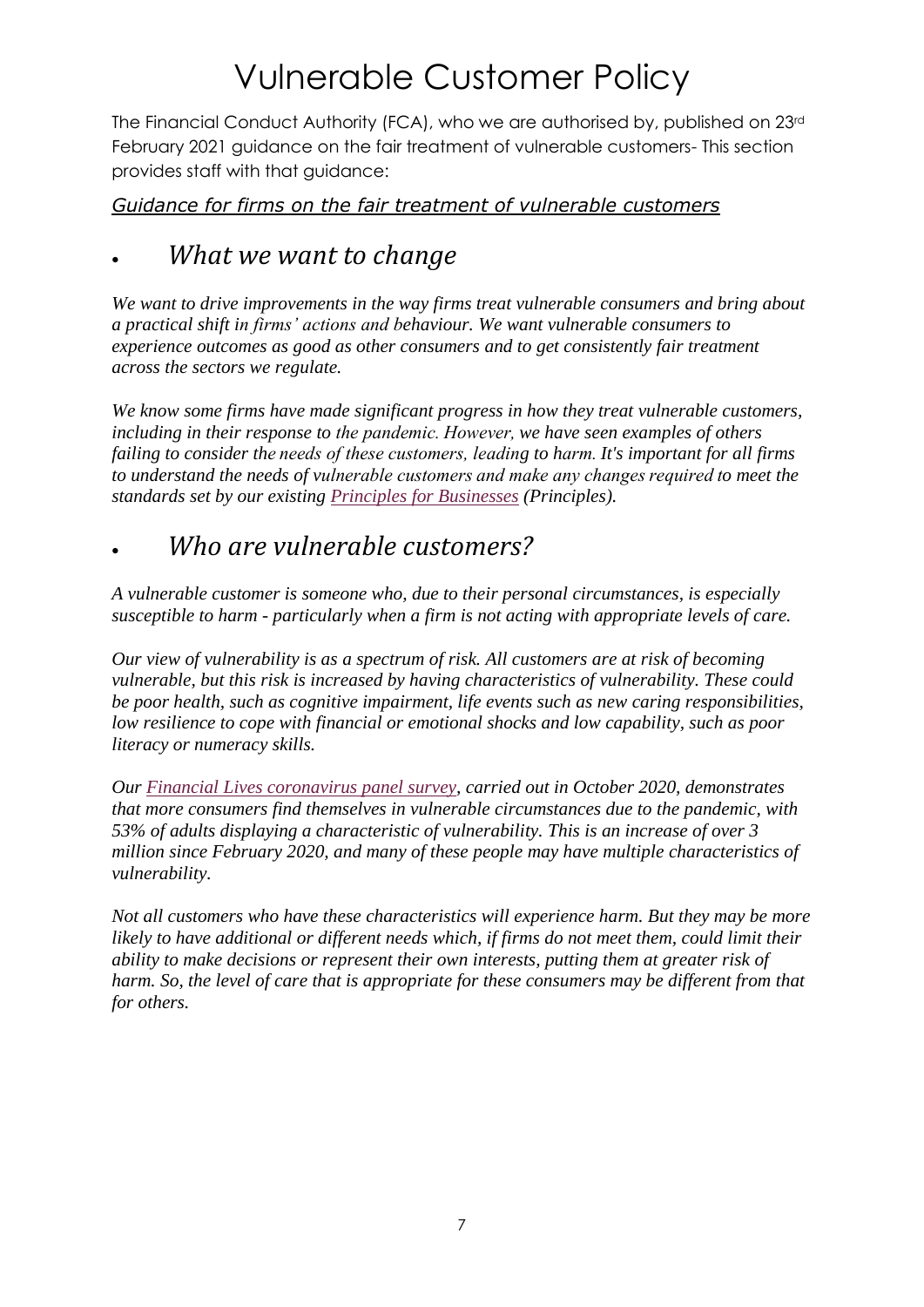# Vulnerable Customer Policy

The Financial Conduct Authority (FCA), who we are authorised by, published on 23rd February 2021 guidance on the fair treatment of vulnerable customers- This section provides staff with that guidance:

*Guidance for firms on the fair treatment of vulnerable customers*

## • *What we want to change*

*We want to drive improvements in the way firms treat vulnerable consumers and bring about a practical shift in firms' actions and behaviour. We want vulnerable consumers to experience outcomes as good as other consumers and to get consistently fair treatment across the sectors we regulate.*

*We know some firms have made significant progress in how they treat vulnerable customers, including in their response to the pandemic. However, we have seen examples of others failing to consider the needs of these customers, leading to harm. It's important for all firms to understand the needs of vulnerable customers and make any changes required to meet the standards set by our existing Principles for Businesses (Principles).*

## • *Who are vulnerable customers?*

*A vulnerable customer is someone who, due to their personal circumstances, is especially susceptible to harm - particularly when a firm is not acting with appropriate levels of care.*

*Our view of vulnerability is as a spectrum of risk. All customers are at risk of becoming vulnerable, but this risk is increased by having characteristics of vulnerability. These could be poor health, such as cognitive impairment, life events such as new caring responsibilities, low resilience to cope with financial or emotional shocks and low capability, such as poor literacy or numeracy skills.*

*Our Financial Lives coronavirus panel survey, carried out in October 2020, demonstrates that more consumers find themselves in vulnerable circumstances due to the pandemic, with 53% of adults displaying a characteristic of vulnerability. This is an increase of over 3 million since February 2020, and many of these people may have multiple characteristics of vulnerability.*

*Not all customers who have these characteristics will experience harm. But they may be more likely to have additional or different needs which, if firms do not meet them, could limit their ability to make decisions or represent their own interests, putting them at greater risk of harm. So, the level of care that is appropriate for these consumers may be different from that for others.*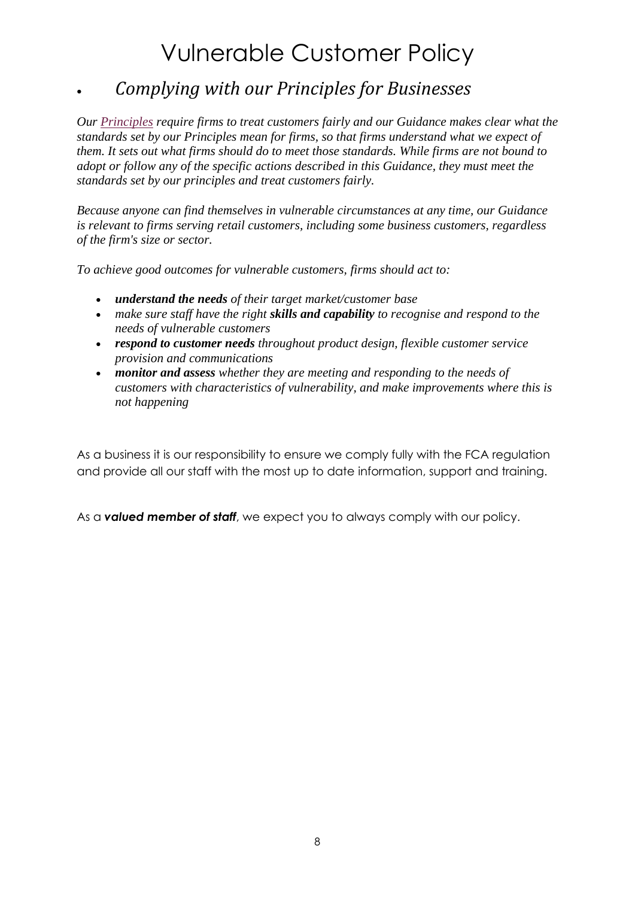# Vulnerable Customer Policy

- ## *Complying with our Principles for Businesses*

*Our Principles require firms to treat customers fairly and our Guidance makes clear what the standards set by our Principles mean for firms, so that firms understand what we expect of them. It sets out what firms should do to meet those standards. While firms are not bound to adopt or follow any of the specific actions described in this Guidance, they must meet the standards set by our principles and treat customers fairly.*

*Because anyone can find themselves in vulnerable circumstances at any time, our Guidance is relevant to firms serving retail customers, including some business customers, regardless of the firm's size or sector.*

*To achieve good outcomes for vulnerable customers, firms should act to:*

- ***understand the needs** of their target market/customer base*
- *make sure staff have the right **skills and capability** to recognise and respond to the needs of vulnerable customers*
- ***respond to customer needs** throughout product design, flexible customer service provision and communications*
- ***monitor and assess** whether they are meeting and responding to the needs of customers with characteristics of vulnerability, and make improvements where this is not happening*

As a business it is our responsibility to ensure we comply fully with the FCA regulation and provide all our staff with the most up to date information, support and training.

As a ***valued member of staff***, we expect you to always comply with our policy.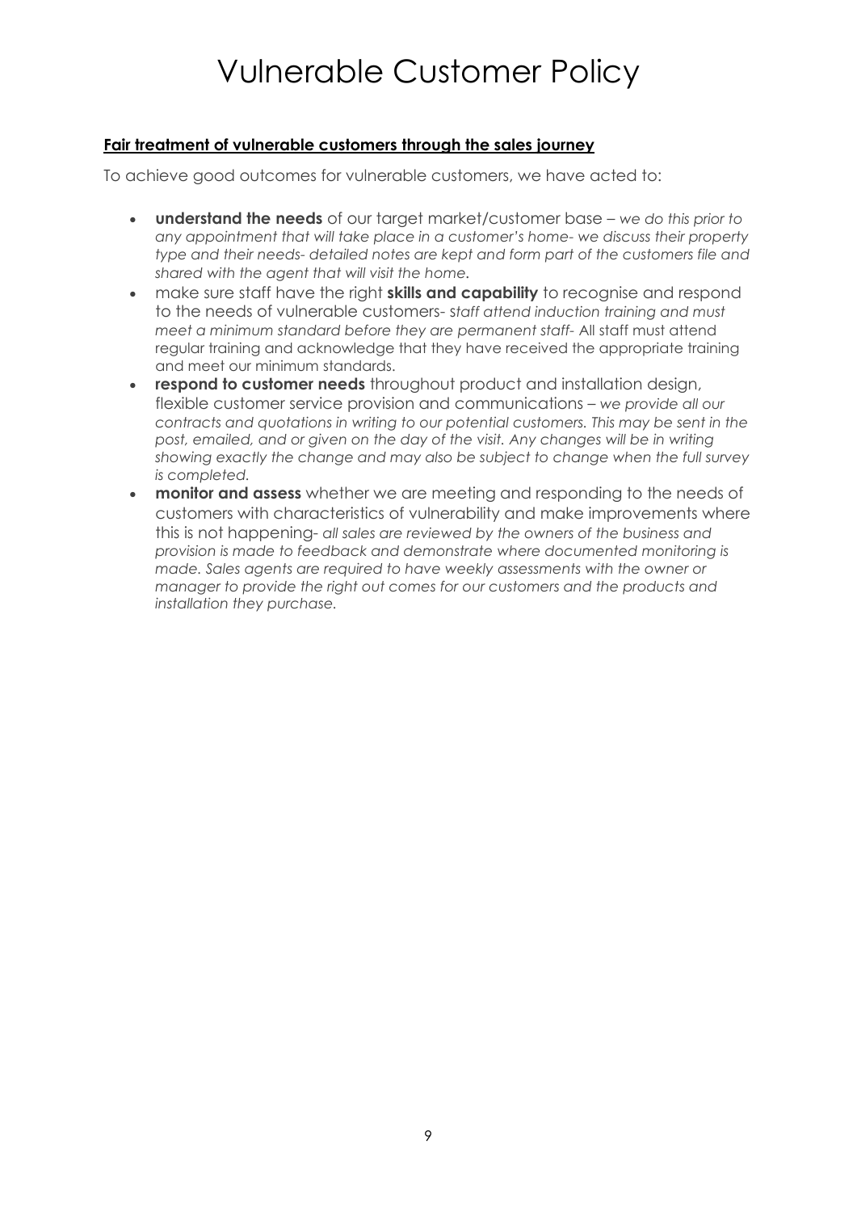# Vulnerable Customer Policy

**Fair treatment of vulnerable customers through the sales journey**

To achieve good outcomes for vulnerable customers, we have acted to:

- **understand the needs** of our target market/customer base – *we do this prior to any appointment that will take place in a customer's home- we discuss their property type and their needs- detailed notes are kept and form part of the customers file and shared with the agent that will visit the home.*
- make sure staff have the right **skills and capability** to recognise and respond to the needs of vulnerable customers- *staff attend induction training and must meet a minimum standard before they are permanent staff-* All staff must attend regular training and acknowledge that they have received the appropriate training and meet our minimum standards.
- **respond to customer needs** throughout product and installation design, flexible customer service provision and communications – *we provide all our contracts and quotations in writing to our potential customers. This may be sent in the post, emailed, and or given on the day of the visit. Any changes will be in writing showing exactly the change and may also be subject to change when the full survey is completed.*
- **monitor and assess** whether we are meeting and responding to the needs of customers with characteristics of vulnerability and make improvements where this is not happening- *all sales are reviewed by the owners of the business and provision is made to feedback and demonstrate where documented monitoring is made. Sales agents are required to have weekly assessments with the owner or manager to provide the right out comes for our customers and the products and installation they purchase.*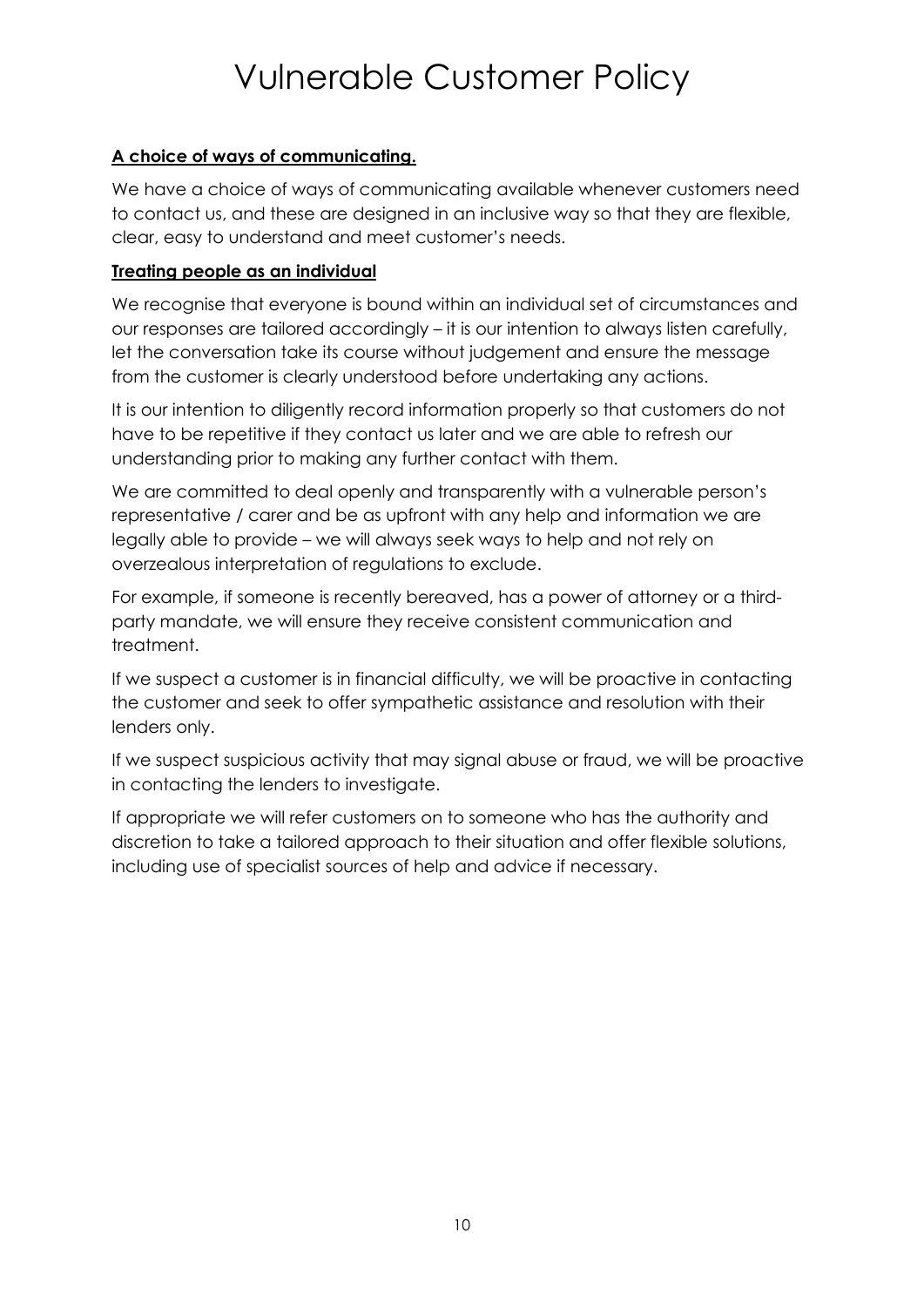# Vulnerable Customer Policy

**A choice of ways of communicating.**

We have a choice of ways of communicating available whenever customers need to contact us, and these are designed in an inclusive way so that they are flexible, clear, easy to understand and meet customer's needs.

**Treating people as an individual**

We recognise that everyone is bound within an individual set of circumstances and our responses are tailored accordingly – it is our intention to always listen carefully, let the conversation take its course without judgement and ensure the message from the customer is clearly understood before undertaking any actions.

It is our intention to diligently record information properly so that customers do not have to be repetitive if they contact us later and we are able to refresh our understanding prior to making any further contact with them.

We are committed to deal openly and transparently with a vulnerable person's representative / carer and be as upfront with any help and information we are legally able to provide – we will always seek ways to help and not rely on overzealous interpretation of regulations to exclude.

For example, if someone is recently bereaved, has a power of attorney or a third-party mandate, we will ensure they receive consistent communication and treatment.

If we suspect a customer is in financial difficulty, we will be proactive in contacting the customer and seek to offer sympathetic assistance and resolution with their lenders only.

If we suspect suspicious activity that may signal abuse or fraud, we will be proactive in contacting the lenders to investigate.

If appropriate we will refer customers on to someone who has the authority and discretion to take a tailored approach to their situation and offer flexible solutions, including use of specialist sources of help and advice if necessary.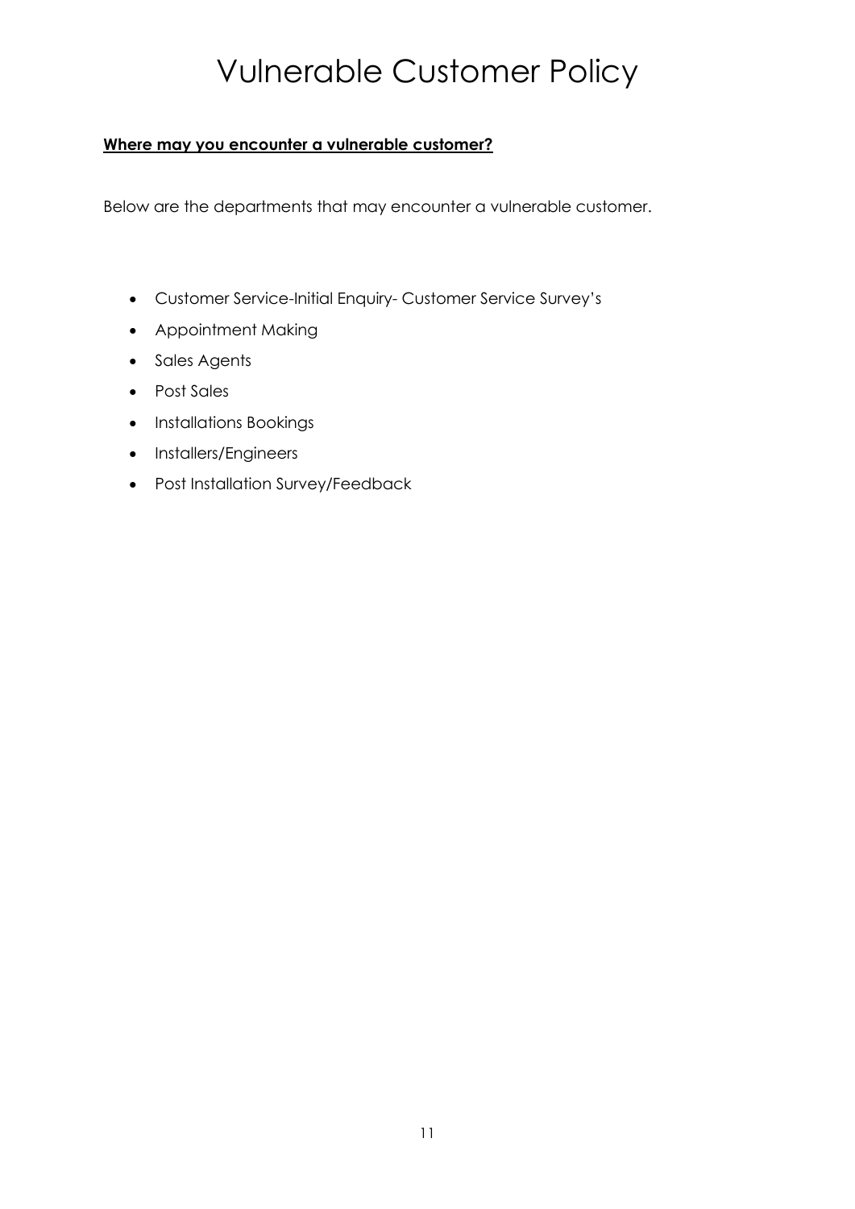# Vulnerable Customer Policy

**Where may you encounter a vulnerable customer?**

Below are the departments that may encounter a vulnerable customer.

- Customer Service-Initial Enquiry- Customer Service Survey's
- Appointment Making
- Sales Agents
- Post Sales
- Installations Bookings
- Installers/Engineers
- Post Installation Survey/Feedback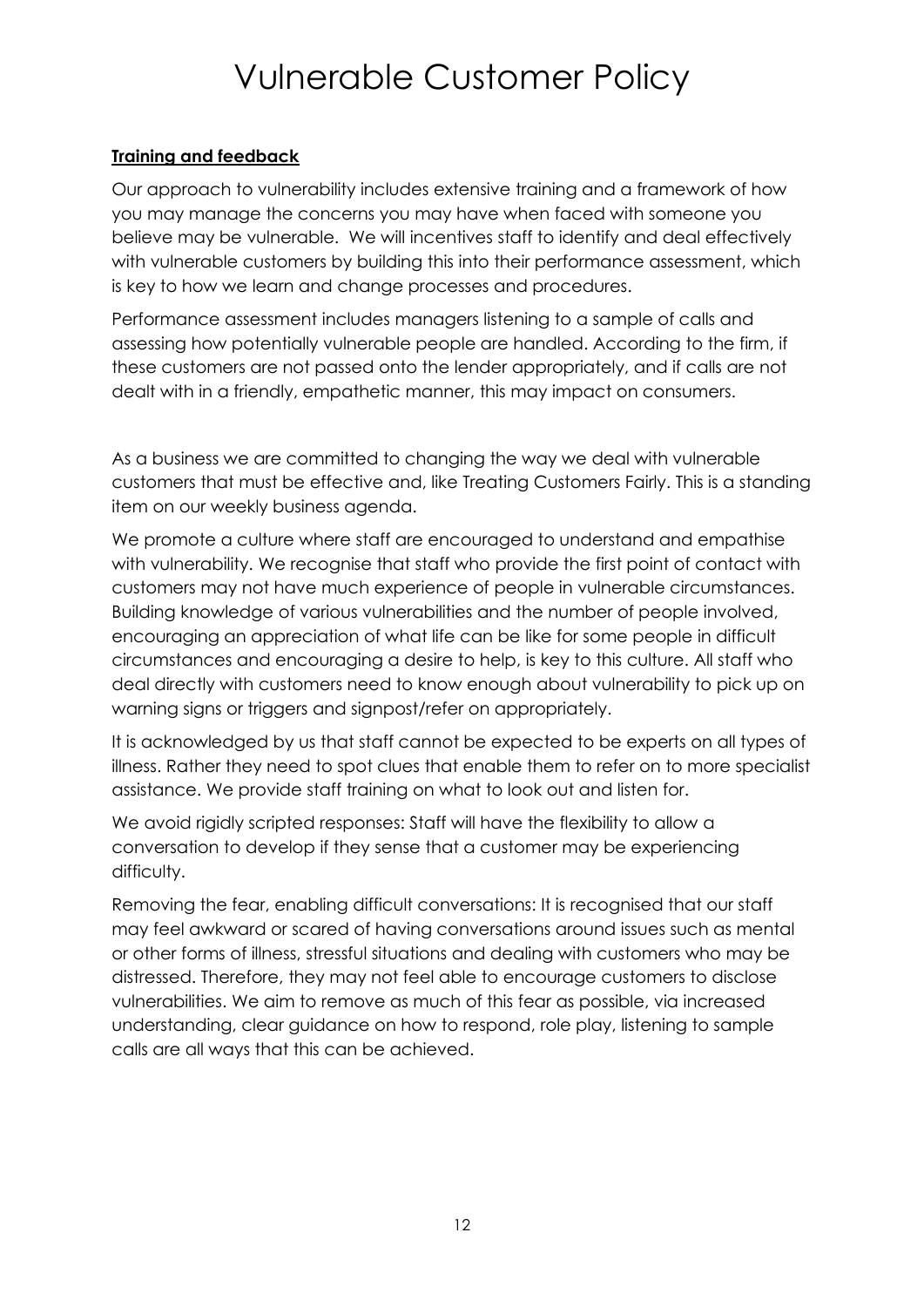# Vulnerable Customer Policy

**Training and feedback**

Our approach to vulnerability includes extensive training and a framework of how you may manage the concerns you may have when faced with someone you believe may be vulnerable. We will incentives staff to identify and deal effectively with vulnerable customers by building this into their performance assessment, which is key to how we learn and change processes and procedures.

Performance assessment includes managers listening to a sample of calls and assessing how potentially vulnerable people are handled. According to the firm, if these customers are not passed onto the lender appropriately, and if calls are not dealt with in a friendly, empathetic manner, this may impact on consumers.

As a business we are committed to changing the way we deal with vulnerable customers that must be effective and, like Treating Customers Fairly. This is a standing item on our weekly business agenda.

We promote a culture where staff are encouraged to understand and empathise with vulnerability. We recognise that staff who provide the first point of contact with customers may not have much experience of people in vulnerable circumstances. Building knowledge of various vulnerabilities and the number of people involved, encouraging an appreciation of what life can be like for some people in difficult circumstances and encouraging a desire to help, is key to this culture. All staff who deal directly with customers need to know enough about vulnerability to pick up on warning signs or triggers and signpost/refer on appropriately.

It is acknowledged by us that staff cannot be expected to be experts on all types of illness. Rather they need to spot clues that enable them to refer on to more specialist assistance. We provide staff training on what to look out and listen for.

We avoid rigidly scripted responses: Staff will have the flexibility to allow a conversation to develop if they sense that a customer may be experiencing difficulty.

Removing the fear, enabling difficult conversations: It is recognised that our staff may feel awkward or scared of having conversations around issues such as mental or other forms of illness, stressful situations and dealing with customers who may be distressed. Therefore, they may not feel able to encourage customers to disclose vulnerabilities. We aim to remove as much of this fear as possible, via increased understanding, clear guidance on how to respond, role play, listening to sample calls are all ways that this can be achieved.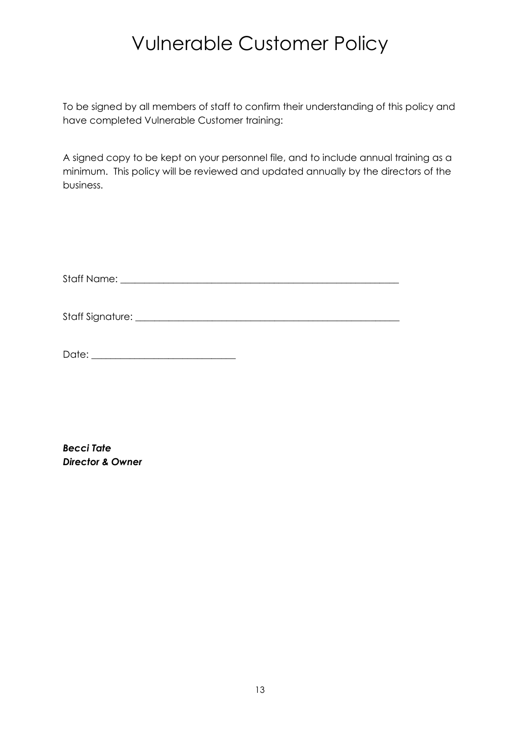# Vulnerable Customer Policy

To be signed by all members of staff to confirm their understanding of this policy and have completed Vulnerable Customer training:

A signed copy to be kept on your personnel file, and to include annual training as a minimum. This policy will be reviewed and updated annually by the directors of the business.

Staff Name: ____________________________________________________________

Staff Signature: _________________________________________________________

Date: ______________________________

***Becci Tate***
***Director & Owner***